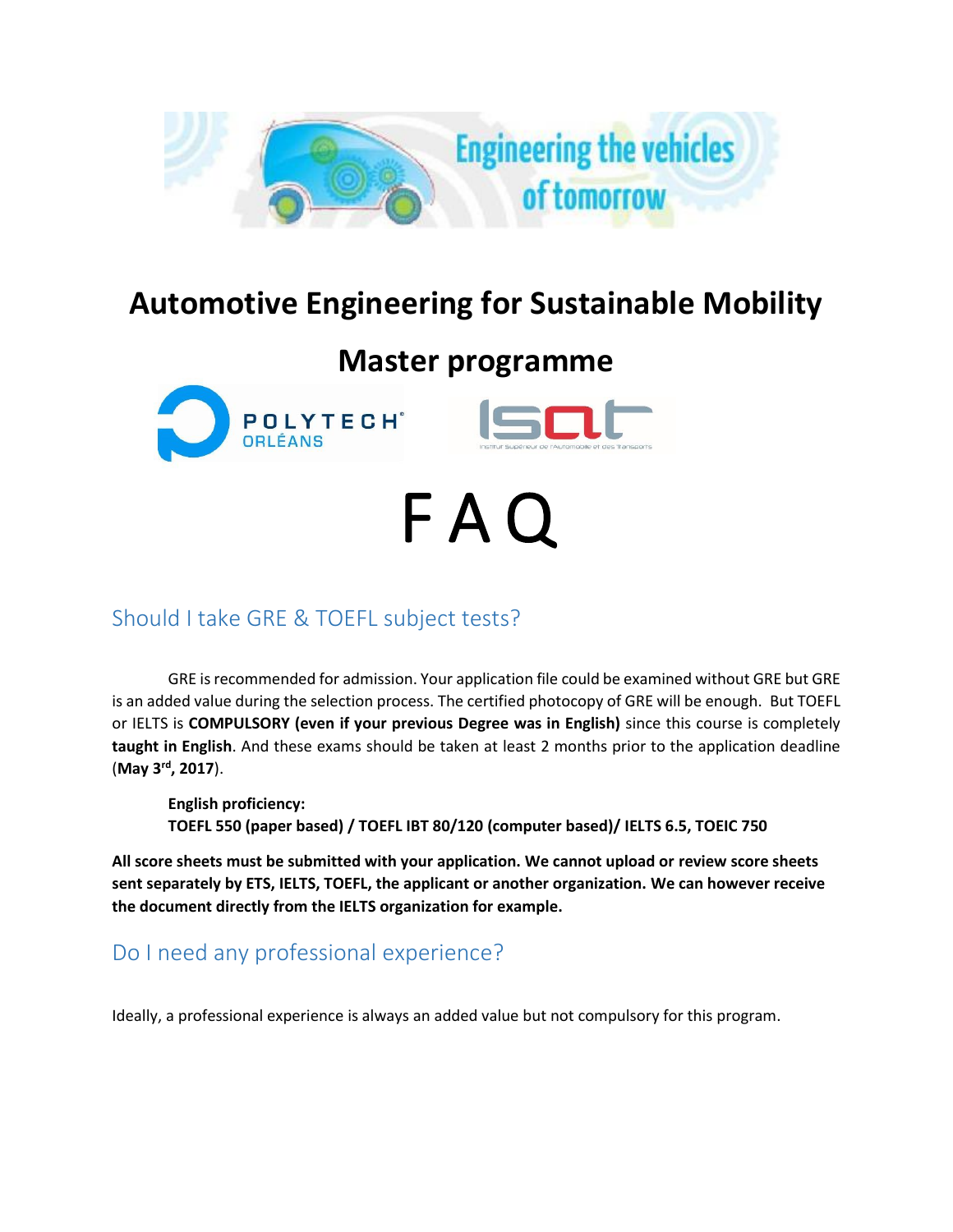# Automotive Engineering for Sustainable Mobility

# Master programme

# FAQ

## Should I take GRE & TOEFL subject tests?

GRE is recommended for admission. Your application file could be examined without GRE but GRE is an added value during the selection process. The certified photocopy of GRE will be enough. But TOEFL or IELTS is **COMPULSORY (even if your previous Degree was in English)** since this course is completely **taught in English**. And these exams should be taken at least 2 months prior to the application deadline (**May 3rd, 2017**).

**English proficiency:**
**TOEFL 550 (paper based) / TOEFL IBT 80/120 (computer based)/ IELTS 6.5, TOEIC 750**

**All score sheets must be submitted with your application. We cannot upload or review score sheets sent separately by ETS, IELTS, TOEFL, the applicant or another organization. We can however receive the document directly from the IELTS organization for example.**

## Do I need any professional experience?

Ideally, a professional experience is always an added value but not compulsory for this program.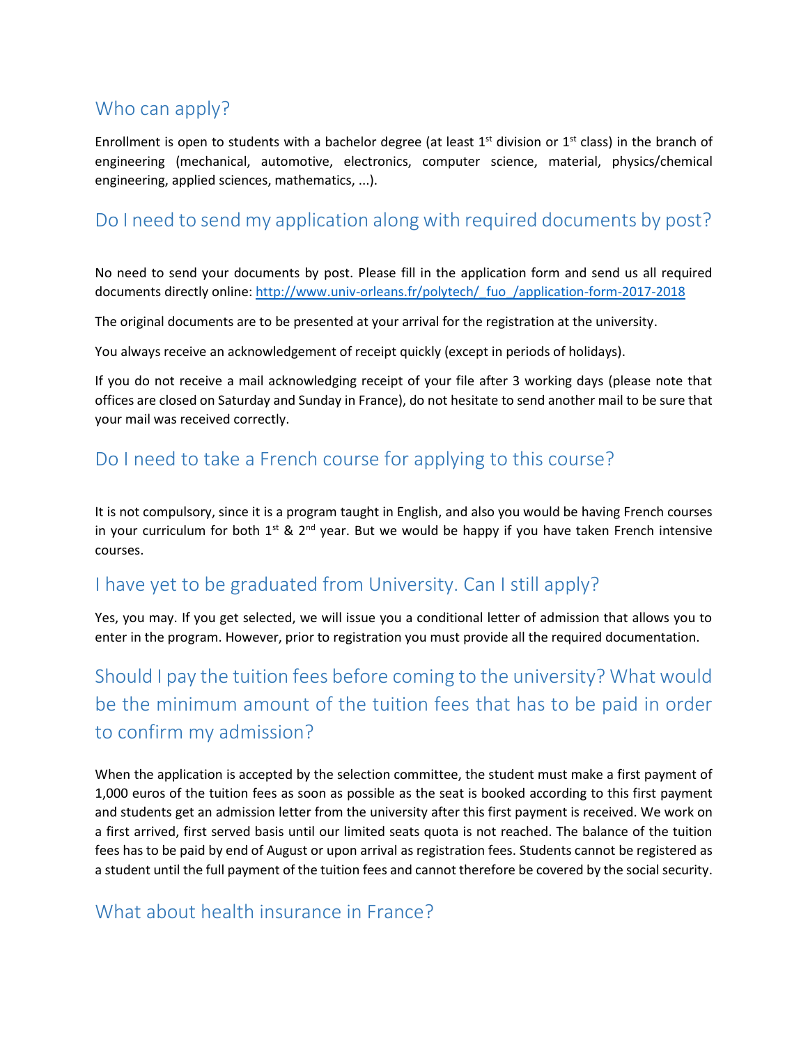## Who can apply?

Enrollment is open to students with a bachelor degree (at least 1st division or 1st class) in the branch of engineering (mechanical, automotive, electronics, computer science, material, physics/chemical engineering, applied sciences, mathematics, ...).

## Do I need to send my application along with required documents by post?

No need to send your documents by post. Please fill in the application form and send us all required documents directly online: [http://www.univ-orleans.fr/polytech/_fuo_/application-form-2017-2018](http://www.univ-orleans.fr/polytech/_fuo_/application-form-2017-2018)

The original documents are to be presented at your arrival for the registration at the university.

You always receive an acknowledgement of receipt quickly (except in periods of holidays).

If you do not receive a mail acknowledging receipt of your file after 3 working days (please note that offices are closed on Saturday and Sunday in France), do not hesitate to send another mail to be sure that your mail was received correctly.

## Do I need to take a French course for applying to this course?

It is not compulsory, since it is a program taught in English, and also you would be having French courses in your curriculum for both 1st & 2nd year. But we would be happy if you have taken French intensive courses.

## I have yet to be graduated from University. Can I still apply?

Yes, you may. If you get selected, we will issue you a conditional letter of admission that allows you to enter in the program. However, prior to registration you must provide all the required documentation.

## Should I pay the tuition fees before coming to the university? What would be the minimum amount of the tuition fees that has to be paid in order to confirm my admission?

When the application is accepted by the selection committee, the student must make a first payment of 1,000 euros of the tuition fees as soon as possible as the seat is booked according to this first payment and students get an admission letter from the university after this first payment is received. We work on a first arrived, first served basis until our limited seats quota is not reached. The balance of the tuition fees has to be paid by end of August or upon arrival as registration fees. Students cannot be registered as a student until the full payment of the tuition fees and cannot therefore be covered by the social security.

## What about health insurance in France?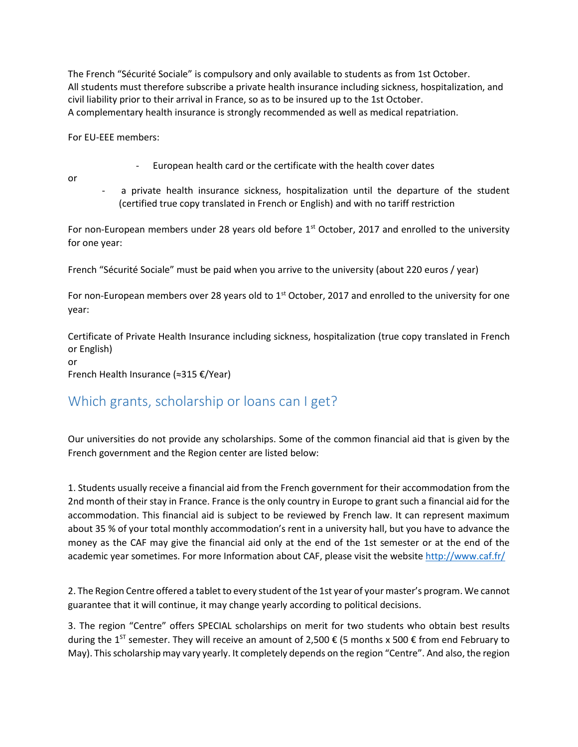The French "Sécurité Sociale" is compulsory and only available to students as from 1st October.
All students must therefore subscribe a private health insurance including sickness, hospitalization, and civil liability prior to their arrival in France, so as to be insured up to the 1st October.
A complementary health insurance is strongly recommended as well as medical repatriation.

For EU-EEE members:

- European health card or the certificate with the health cover dates

or

- a private health insurance sickness, hospitalization until the departure of the student (certified true copy translated in French or English) and with no tariff restriction

For non-European members under 28 years old before 1st October, 2017 and enrolled to the university for one year:

French "Sécurité Sociale" must be paid when you arrive to the university (about 220 euros / year)

For non-European members over 28 years old to 1st October, 2017 and enrolled to the university for one year:

Certificate of Private Health Insurance including sickness, hospitalization (true copy translated in French or English)
or
French Health Insurance (≈315 €/Year)

## Which grants, scholarship or loans can I get?

Our universities do not provide any scholarships. Some of the common financial aid that is given by the French government and the Region center are listed below:

1. Students usually receive a financial aid from the French government for their accommodation from the 2nd month of their stay in France. France is the only country in Europe to grant such a financial aid for the accommodation. This financial aid is subject to be reviewed by French law. It can represent maximum about 35 % of your total monthly accommodation's rent in a university hall, but you have to advance the money as the CAF may give the financial aid only at the end of the 1st semester or at the end of the academic year sometimes. For more Information about CAF, please visit the website http://www.caf.fr/

2. The Region Centre offered a tablet to every student of the 1st year of your master's program. We cannot guarantee that it will continue, it may change yearly according to political decisions.

3. The region "Centre" offers SPECIAL scholarships on merit for two students who obtain best results during the 1ST semester. They will receive an amount of 2,500 € (5 months x 500 € from end February to May). This scholarship may vary yearly. It completely depends on the region "Centre". And also, the region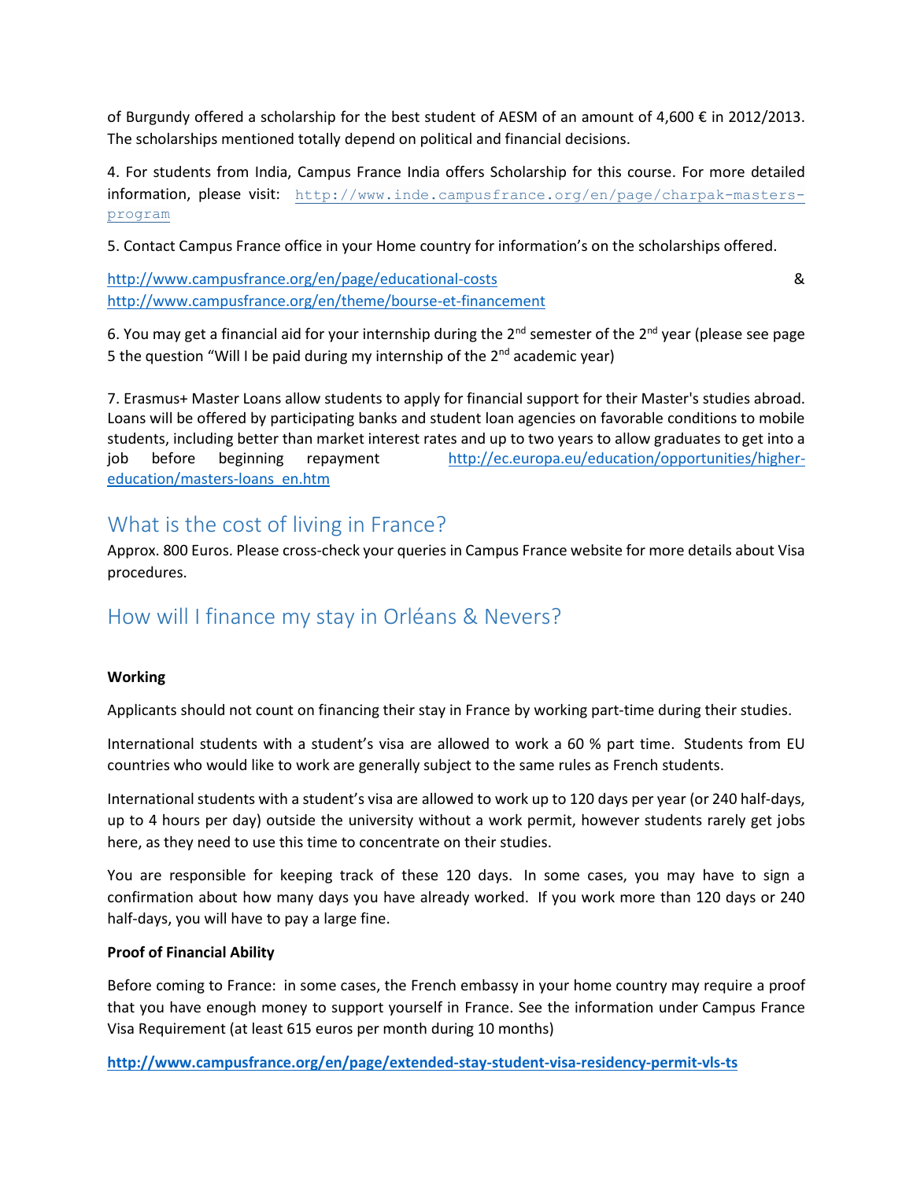of Burgundy offered a scholarship for the best student of AESM of an amount of 4,600 € in 2012/2013. The scholarships mentioned totally depend on political and financial decisions.

4. For students from India, Campus France India offers Scholarship for this course. For more detailed information, please visit: http://www.inde.campusfrance.org/en/page/charpak-masters-program

5. Contact Campus France office in your Home country for information's on the scholarships offered.

http://www.campusfrance.org/en/page/educational-costs & http://www.campusfrance.org/en/theme/bourse-et-financement

6. You may get a financial aid for your internship during the 2nd semester of the 2nd year (please see page 5 the question "Will I be paid during my internship of the 2nd academic year)

7. Erasmus+ Master Loans allow students to apply for financial support for their Master's studies abroad. Loans will be offered by participating banks and student loan agencies on favorable conditions to mobile students, including better than market interest rates and up to two years to allow graduates to get into a job before beginning repayment http://ec.europa.eu/education/opportunities/higher-education/masters-loans_en.htm

## What is the cost of living in France?

Approx. 800 Euros. Please cross-check your queries in Campus France website for more details about Visa procedures.

## How will I finance my stay in Orléans & Nevers?

**Working**

Applicants should not count on financing their stay in France by working part-time during their studies.

International students with a student's visa are allowed to work a 60 % part time. Students from EU countries who would like to work are generally subject to the same rules as French students.

International students with a student's visa are allowed to work up to 120 days per year (or 240 half-days, up to 4 hours per day) outside the university without a work permit, however students rarely get jobs here, as they need to use this time to concentrate on their studies.

You are responsible for keeping track of these 120 days. In some cases, you may have to sign a confirmation about how many days you have already worked. If you work more than 120 days or 240 half-days, you will have to pay a large fine.

**Proof of Financial Ability**

Before coming to France: in some cases, the French embassy in your home country may require a proof that you have enough money to support yourself in France. See the information under Campus France Visa Requirement (at least 615 euros per month during 10 months)

**http://www.campusfrance.org/en/page/extended-stay-student-visa-residency-permit-vls-ts**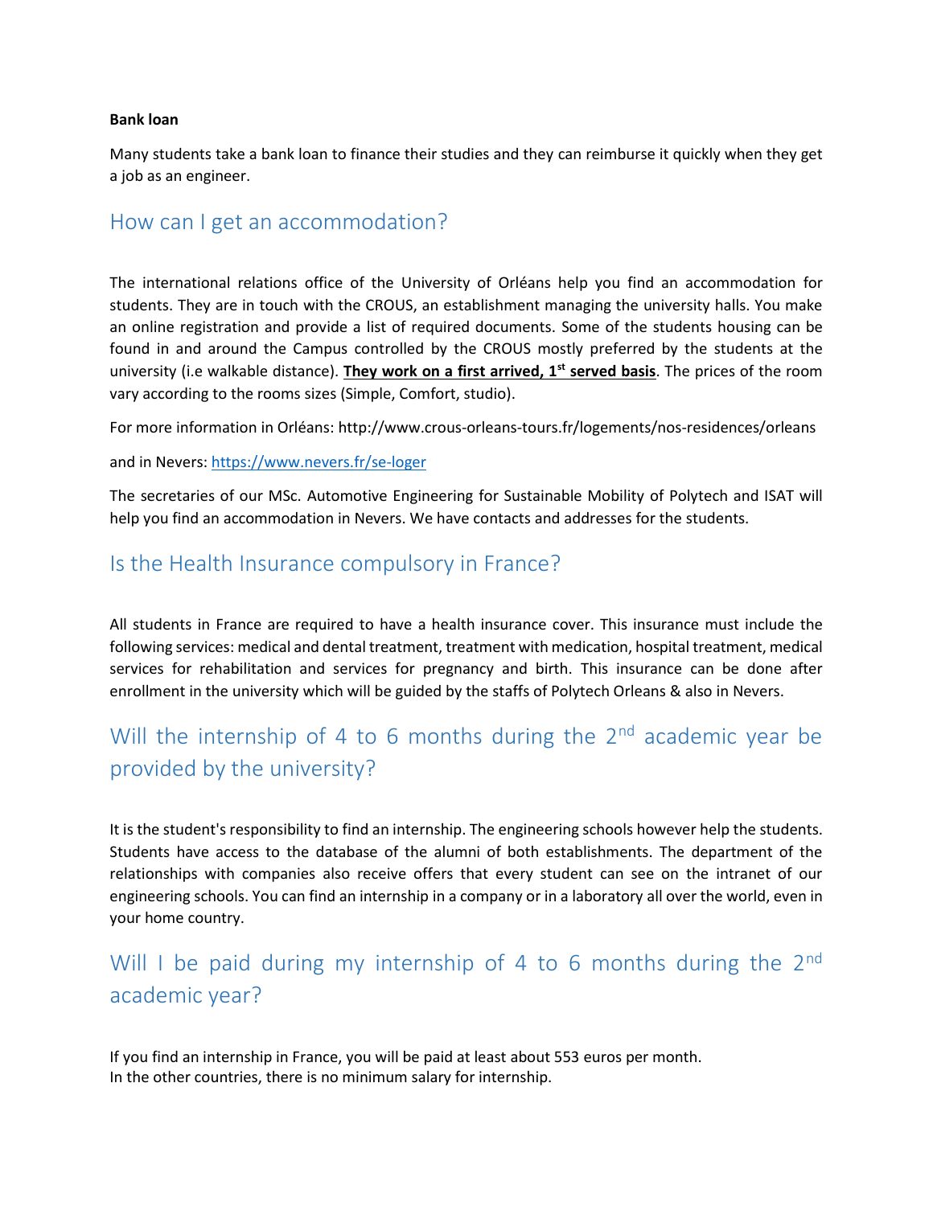**Bank loan**

Many students take a bank loan to finance their studies and they can reimburse it quickly when they get a job as an engineer.

## How can I get an accommodation?

The international relations office of the University of Orléans help you find an accommodation for students. They are in touch with the CROUS, an establishment managing the university halls. You make an online registration and provide a list of required documents. Some of the students housing can be found in and around the Campus controlled by the CROUS mostly preferred by the students at the university (i.e walkable distance). **They work on a first arrived, 1st served basis**. The prices of the room vary according to the rooms sizes (Simple, Comfort, studio).

For more information in Orléans: http://www.crous-orleans-tours.fr/logements/nos-residences/orleans

and in Nevers: https://www.nevers.fr/se-loger

The secretaries of our MSc. Automotive Engineering for Sustainable Mobility of Polytech and ISAT will help you find an accommodation in Nevers. We have contacts and addresses for the students.

## Is the Health Insurance compulsory in France?

All students in France are required to have a health insurance cover. This insurance must include the following services: medical and dental treatment, treatment with medication, hospital treatment, medical services for rehabilitation and services for pregnancy and birth. This insurance can be done after enrollment in the university which will be guided by the staffs of Polytech Orleans & also in Nevers.

## Will the internship of 4 to 6 months during the 2nd academic year be provided by the university?

It is the student's responsibility to find an internship. The engineering schools however help the students. Students have access to the database of the alumni of both establishments. The department of the relationships with companies also receive offers that every student can see on the intranet of our engineering schools. You can find an internship in a company or in a laboratory all over the world, even in your home country.

## Will I be paid during my internship of 4 to 6 months during the 2nd academic year?

If you find an internship in France, you will be paid at least about 553 euros per month.
In the other countries, there is no minimum salary for internship.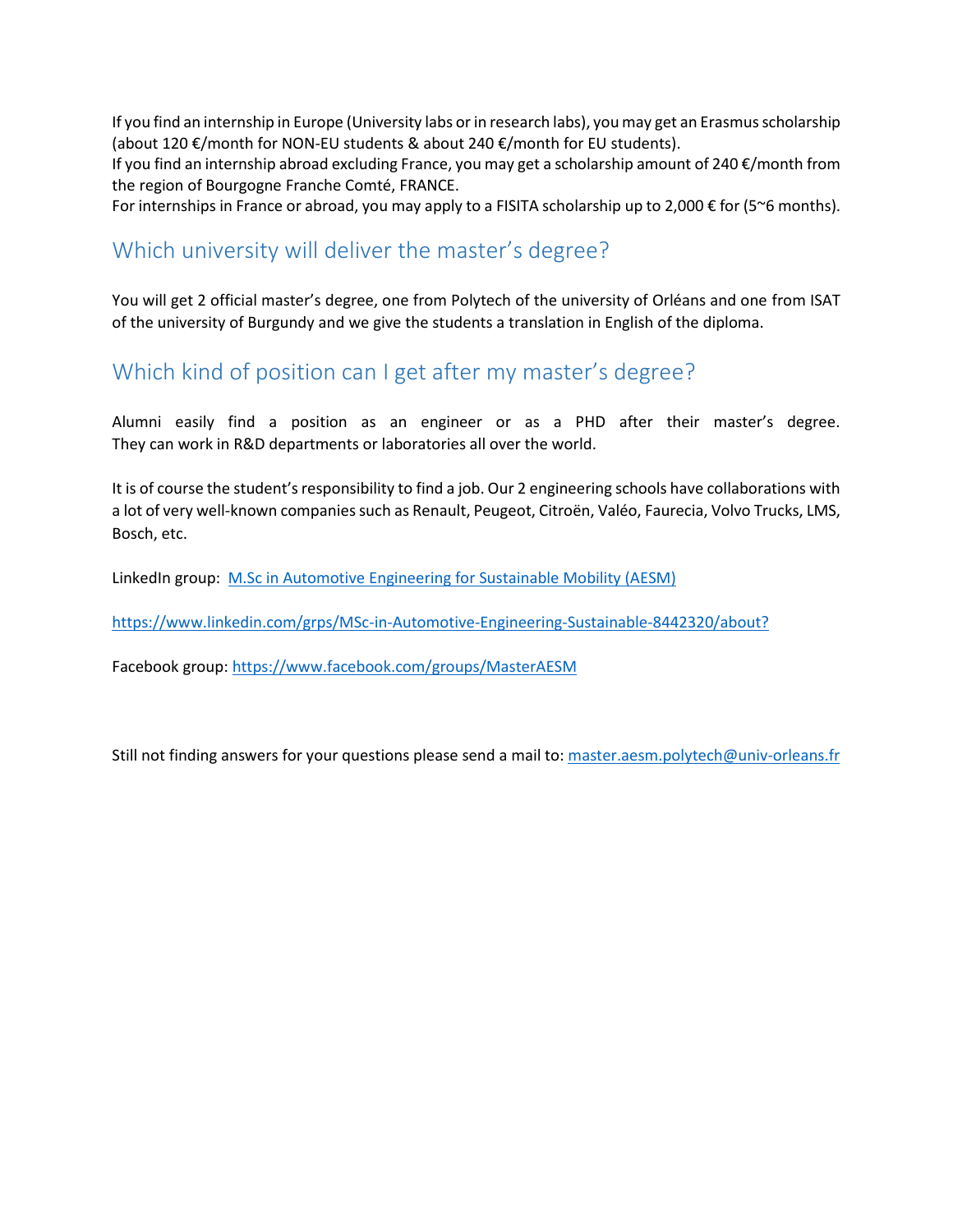If you find an internship in Europe (University labs or in research labs), you may get an Erasmus scholarship (about 120 €/month for NON-EU students & about 240 €/month for EU students).
If you find an internship abroad excluding France, you may get a scholarship amount of 240 €/month from the region of Bourgogne Franche Comté, FRANCE.
For internships in France or abroad, you may apply to a FISITA scholarship up to 2,000 € for (5~6 months).

## Which university will deliver the master's degree?

You will get 2 official master's degree, one from Polytech of the university of Orléans and one from ISAT of the university of Burgundy and we give the students a translation in English of the diploma.

## Which kind of position can I get after my master's degree?

Alumni easily find a position as an engineer or as a PHD after their master's degree. They can work in R&D departments or laboratories all over the world.

It is of course the student's responsibility to find a job. Our 2 engineering schools have collaborations with a lot of very well-known companies such as Renault, Peugeot, Citroën, Valéo, Faurecia, Volvo Trucks, LMS, Bosch, etc.

LinkedIn group: [M.Sc in Automotive Engineering for Sustainable Mobility (AESM)](https://www.linkedin.com/grps/MSc-in-Automotive-Engineering-Sustainable-8442320/about?)

https://www.linkedin.com/grps/MSc-in-Automotive-Engineering-Sustainable-8442320/about?

Facebook group: https://www.facebook.com/groups/MasterAESM

Still not finding answers for your questions please send a mail to: master.aesm.polytech@univ-orleans.fr